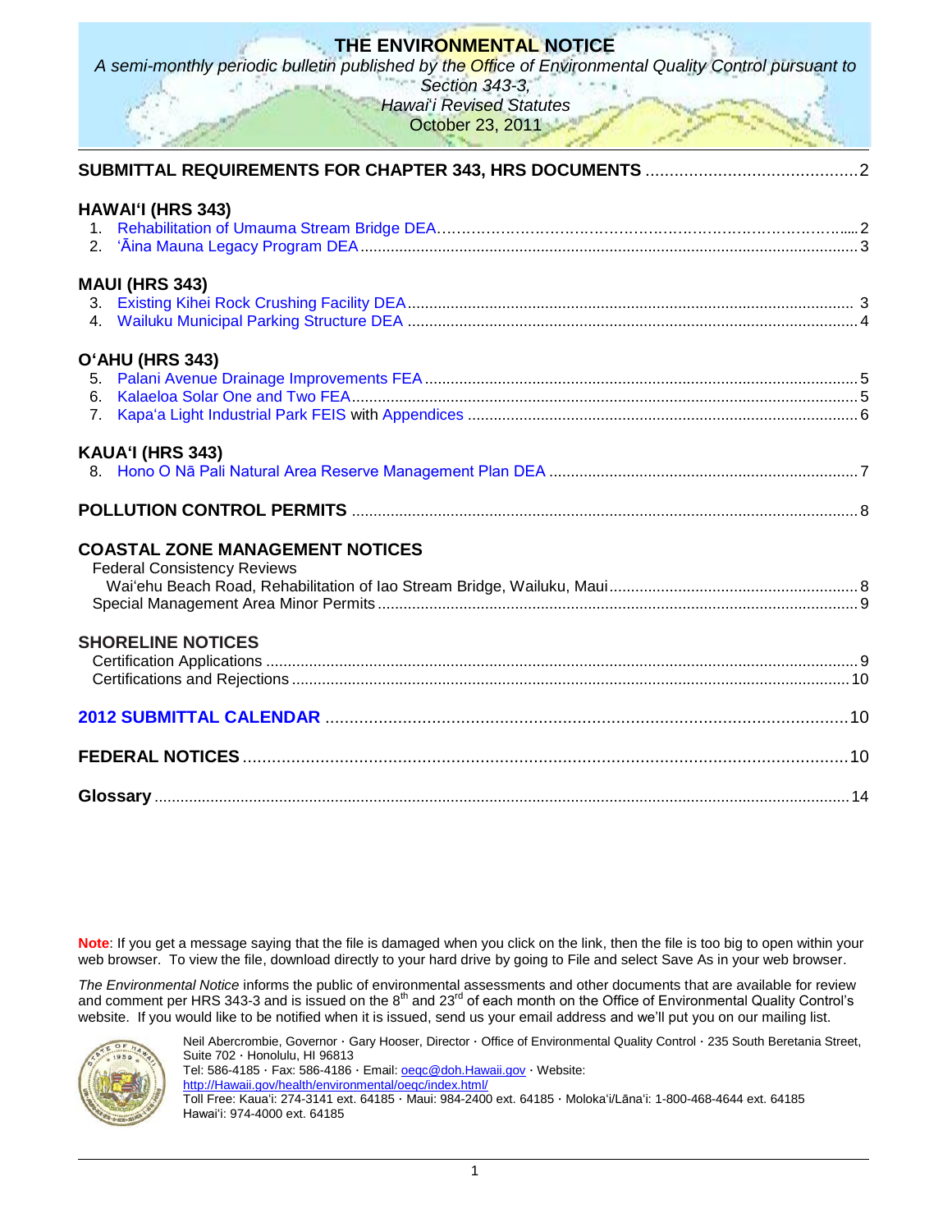# THE ENVIRONMENTAL NOTICE

*A semi-monthly periodic bulletin published by the Office of Environmental Quality Control pursuant to Section 343-3, Hawai'i Revised Statutes*

October 23, 2011

**SUBMITTAL REQUIREMENTS FOR CHAPTER 343, HRS DOCUMENTS** ....2

**HAWAI'I (HRS 343)**

1. Rehabilitation of Umauma Stream Bridge DEA....2
2. 'Āina Mauna Legacy Program DEA....3

**MAUI (HRS 343)**

3. Existing Kihei Rock Crushing Facility DEA....3
4. Wailuku Municipal Parking Structure DEA....4

**O'AHU (HRS 343)**

5. Palani Avenue Drainage Improvements FEA....5
6. Kalaeloa Solar One and Two FEA....5
7. Kapa'a Light Industrial Park FEIS with Appendices....6

**KAUA'I (HRS 343)**

8. Hono O Nā Pali Natural Area Reserve Management Plan DEA....7

**POLLUTION CONTROL PERMITS** ....8

**COASTAL ZONE MANAGEMENT NOTICES**

Federal Consistency Reviews

Wai'ehu Beach Road, Rehabilitation of Iao Stream Bridge, Wailuku, Maui....8

Special Management Area Minor Permits....9

**SHORELINE NOTICES**

Certification Applications....9

Certifications and Rejections....10

**2012 SUBMITTAL CALENDAR** ....10

**FEDERAL NOTICES** ....10

**Glossary** ....14

**Note**: If you get a message saying that the file is damaged when you click on the link, then the file is too big to open within your web browser. To view the file, download directly to your hard drive by going to File and select Save As in your web browser.

*The Environmental Notice* informs the public of environmental assessments and other documents that are available for review and comment per HRS 343-3 and is issued on the 8th and 23rd of each month on the Office of Environmental Quality Control's website. If you would like to be notified when it is issued, send us your email address and we'll put you on our mailing list.

Neil Abercrombie, Governor · Gary Hooser, Director · Office of Environmental Quality Control · 235 South Beretania Street, Suite 702 · Honolulu, HI 96813
Tel: 586-4185 · Fax: 586-4186 · Email: oeqc@doh.Hawaii.gov · Website: http://Hawaii.gov/health/environmental/oeqc/index.html/
Toll Free: Kaua'i: 274-3141 ext. 64185 · Maui: 984-2400 ext. 64185 · Moloka'i/Lāna'i: 1-800-468-4644 ext. 64185
Hawai'i: 974-4000 ext. 64185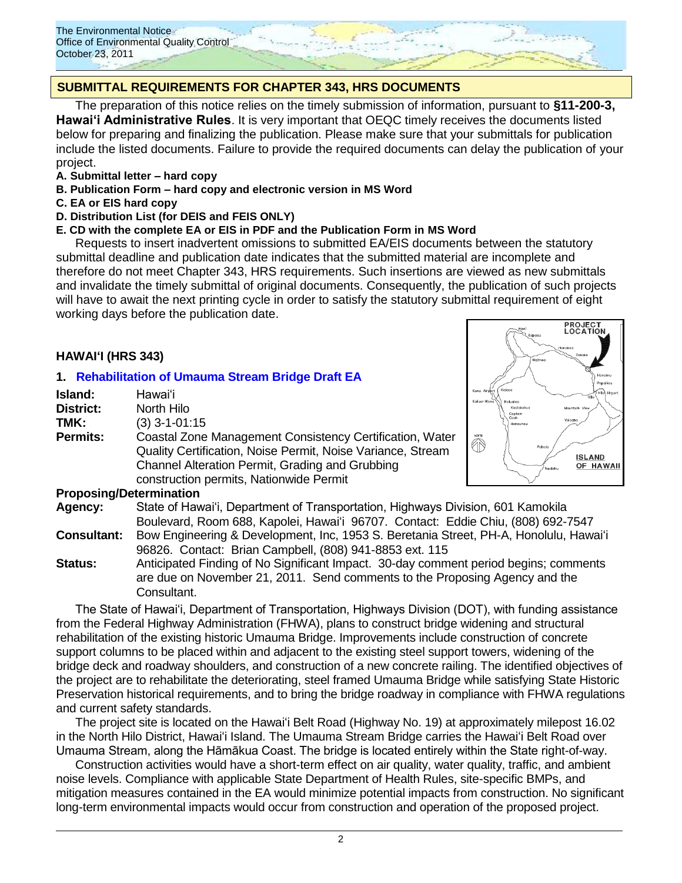## SUBMITTAL REQUIREMENTS FOR CHAPTER 343, HRS DOCUMENTS

The preparation of this notice relies on the timely submission of information, pursuant to **§11-200-3, Hawaiʻi Administrative Rules**. It is very important that OEQC timely receives the documents listed below for preparing and finalizing the publication. Please make sure that your submittals for publication include the listed documents. Failure to provide the required documents can delay the publication of your project.

**A. Submittal letter – hard copy**
**B. Publication Form – hard copy and electronic version in MS Word**
**C. EA or EIS hard copy**
**D. Distribution List (for DEIS and FEIS ONLY)**
**E. CD with the complete EA or EIS in PDF and the Publication Form in MS Word**

Requests to insert inadvertent omissions to submitted EA/EIS documents between the statutory submittal deadline and publication date indicates that the submitted material are incomplete and therefore do not meet Chapter 343, HRS requirements. Such insertions are viewed as new submittals and invalidate the timely submittal of original documents. Consequently, the publication of such projects will have to await the next printing cycle in order to satisfy the statutory submittal requirement of eight working days before the publication date.

## HAWAIʻI (HRS 343)

### 1. Rehabilitation of Umauma Stream Bridge Draft EA

**Island:** Hawaiʻi
**District:** North Hilo
**TMK:** (3) 3-1-01:15
**Permits:** Coastal Zone Management Consistency Certification, Water Quality Certification, Noise Permit, Noise Variance, Stream Channel Alteration Permit, Grading and Grubbing construction permits, Nationwide Permit

**Proposing/Determination Agency:** State of Hawaiʻi, Department of Transportation, Highways Division, 601 Kamokila Boulevard, Room 688, Kapolei, Hawaiʻi 96707. Contact: Eddie Chiu, (808) 692-7547
**Consultant:** Bow Engineering & Development, Inc, 1953 S. Beretania Street, PH-A, Honolulu, Hawaiʻi 96826. Contact: Brian Campbell, (808) 941-8853 ext. 115
**Status:** Anticipated Finding of No Significant Impact. 30-day comment period begins; comments are due on November 21, 2011. Send comments to the Proposing Agency and the Consultant.

The State of Hawaiʻi, Department of Transportation, Highways Division (DOT), with funding assistance from the Federal Highway Administration (FHWA), plans to construct bridge widening and structural rehabilitation of the existing historic Umauma Bridge. Improvements include construction of concrete support columns to be placed within and adjacent to the existing steel support towers, widening of the bridge deck and roadway shoulders, and construction of a new concrete railing. The identified objectives of the project are to rehabilitate the deteriorating, steel framed Umauma Bridge while satisfying State Historic Preservation historical requirements, and to bring the bridge roadway in compliance with FHWA regulations and current safety standards.

The project site is located on the Hawaiʻi Belt Road (Highway No. 19) at approximately milepost 16.02 in the North Hilo District, Hawaiʻi Island. The Umauma Stream Bridge carries the Hawaiʻi Belt Road over Umauma Stream, along the Hāmākua Coast. The bridge is located entirely within the State right-of-way.

Construction activities would have a short-term effect on air quality, water quality, traffic, and ambient noise levels. Compliance with applicable State Department of Health Rules, site-specific BMPs, and mitigation measures contained in the EA would minimize potential impacts from construction. No significant long-term environmental impacts would occur from construction and operation of the proposed project.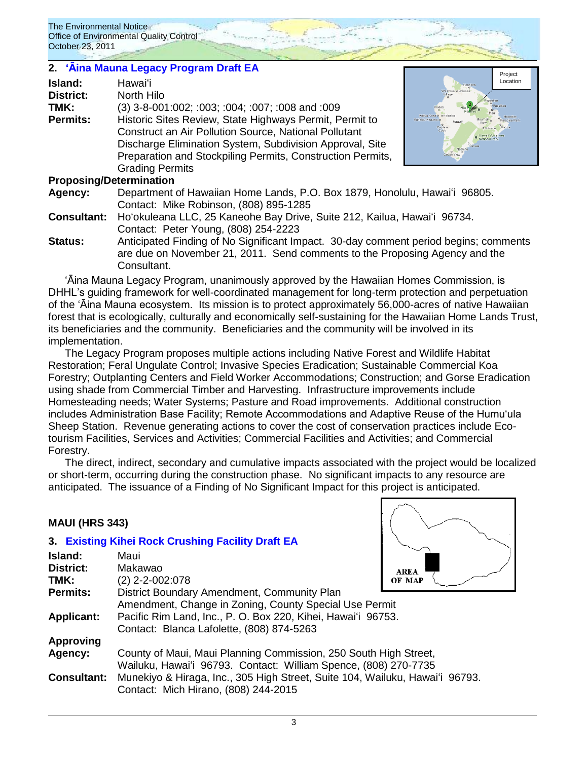## 2. ʻĀina Mauna Legacy Program Draft EA

**Island:** Hawaiʻi
**District:** North Hilo
**TMK:** (3) 3-8-001:002; :003; :004; :007; :008 and :009
**Permits:** Historic Sites Review, State Highways Permit, Permit to Construct an Air Pollution Source, National Pollutant Discharge Elimination System, Subdivision Approval, Site Preparation and Stockpiling Permits, Construction Permits, Grading Permits

**Proposing/Determination Agency:** Department of Hawaiian Home Lands, P.O. Box 1879, Honolulu, Hawaiʻi 96805. Contact: Mike Robinson, (808) 895-1285
**Consultant:** Hoʻokuleana LLC, 25 Kaneohe Bay Drive, Suite 212, Kailua, Hawaiʻi 96734. Contact: Peter Young, (808) 254-2223
**Status:** Anticipated Finding of No Significant Impact. 30-day comment period begins; comments are due on November 21, 2011. Send comments to the Proposing Agency and the Consultant.

ʻĀina Mauna Legacy Program, unanimously approved by the Hawaiian Homes Commission, is DHHL's guiding framework for well-coordinated management for long-term protection and perpetuation of the ʻĀina Mauna ecosystem. Its mission is to protect approximately 56,000-acres of native Hawaiian forest that is ecologically, culturally and economically self-sustaining for the Hawaiian Home Lands Trust, its beneficiaries and the community. Beneficiaries and the community will be involved in its implementation.

The Legacy Program proposes multiple actions including Native Forest and Wildlife Habitat Restoration; Feral Ungulate Control; Invasive Species Eradication; Sustainable Commercial Koa Forestry; Outplanting Centers and Field Worker Accommodations; Construction; and Gorse Eradication using shade from Commercial Timber and Harvesting. Infrastructure improvements include Homesteading needs; Water Systems; Pasture and Road improvements. Additional construction includes Administration Base Facility; Remote Accommodations and Adaptive Reuse of the Humuʻula Sheep Station. Revenue generating actions to cover the cost of conservation practices include Eco-tourism Facilities, Services and Activities; Commercial Facilities and Activities; and Commercial Forestry.

The direct, indirect, secondary and cumulative impacts associated with the project would be localized or short-term, occurring during the construction phase. No significant impacts to any resource are anticipated. The issuance of a Finding of No Significant Impact for this project is anticipated.

## MAUI (HRS 343)

## 3. Existing Kihei Rock Crushing Facility Draft EA

**Island:** Maui
**District:** Makawao
**TMK:** (2) 2-2-002:078
**Permits:** District Boundary Amendment, Community Plan Amendment, Change in Zoning, County Special Use Permit
**Applicant:** Pacific Rim Land, Inc., P. O. Box 220, Kihei, Hawaiʻi 96753. Contact: Blanca Lafolette, (808) 874-5263
**Approving Agency:** County of Maui, Maui Planning Commission, 250 South High Street, Wailuku, Hawaiʻi 96793. Contact: William Spence, (808) 270-7735
**Consultant:** Munekiyo & Hiraga, Inc., 305 High Street, Suite 104, Wailuku, Hawaiʻi 96793. Contact: Mich Hirano, (808) 244-2015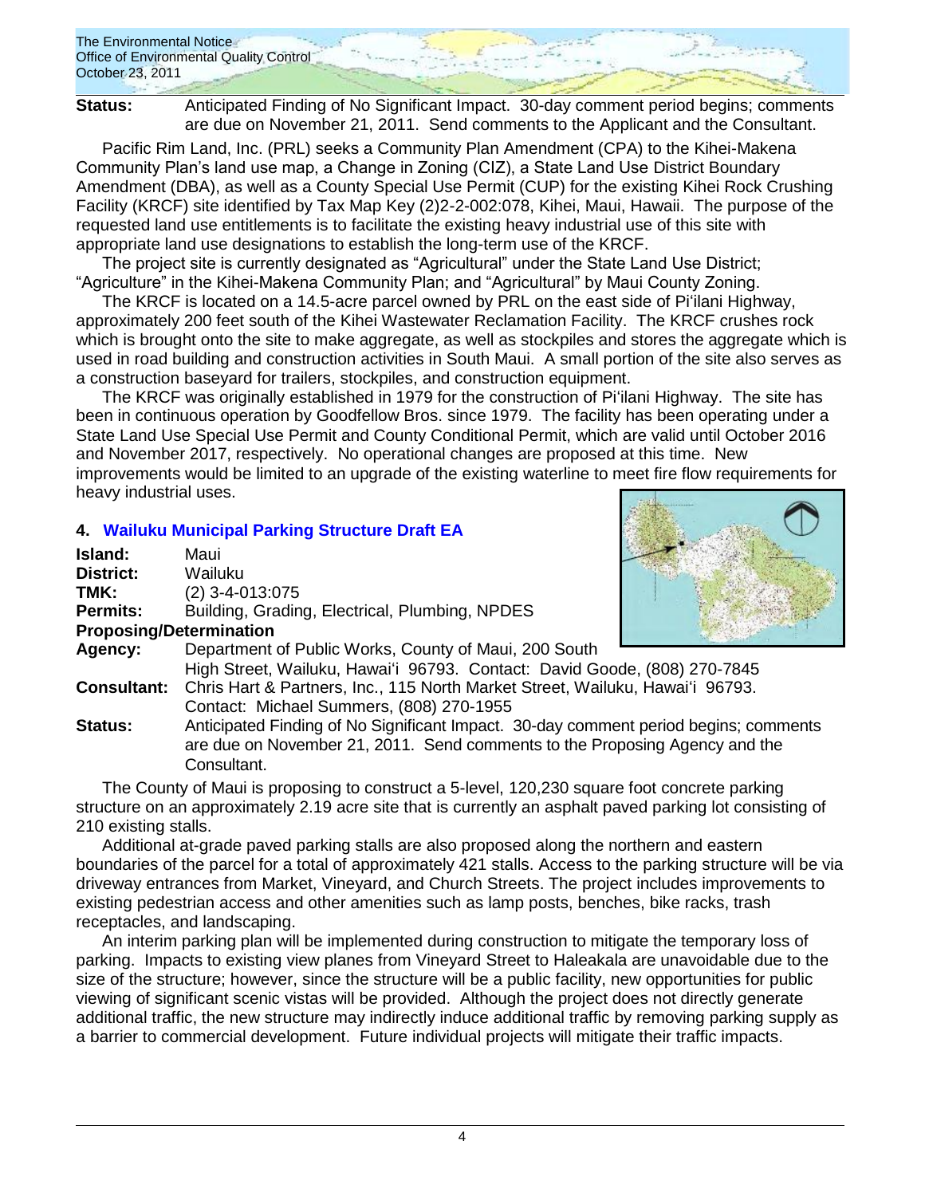**Status:** Anticipated Finding of No Significant Impact. 30-day comment period begins; comments are due on November 21, 2011. Send comments to the Applicant and the Consultant.

Pacific Rim Land, Inc. (PRL) seeks a Community Plan Amendment (CPA) to the Kihei-Makena Community Plan's land use map, a Change in Zoning (CIZ), a State Land Use District Boundary Amendment (DBA), as well as a County Special Use Permit (CUP) for the existing Kihei Rock Crushing Facility (KRCF) site identified by Tax Map Key (2)2-2-002:078, Kihei, Maui, Hawaii. The purpose of the requested land use entitlements is to facilitate the existing heavy industrial use of this site with appropriate land use designations to establish the long-term use of the KRCF.

The project site is currently designated as "Agricultural" under the State Land Use District; "Agriculture" in the Kihei-Makena Community Plan; and "Agricultural" by Maui County Zoning.

The KRCF is located on a 14.5-acre parcel owned by PRL on the east side of Pi'ilani Highway, approximately 200 feet south of the Kihei Wastewater Reclamation Facility. The KRCF crushes rock which is brought onto the site to make aggregate, as well as stockpiles and stores the aggregate which is used in road building and construction activities in South Maui. A small portion of the site also serves as a construction baseyard for trailers, stockpiles, and construction equipment.

The KRCF was originally established in 1979 for the construction of Pi'ilani Highway. The site has been in continuous operation by Goodfellow Bros. since 1979. The facility has been operating under a State Land Use Special Use Permit and County Conditional Permit, which are valid until October 2016 and November 2017, respectively. No operational changes are proposed at this time. New improvements would be limited to an upgrade of the existing waterline to meet fire flow requirements for heavy industrial uses.

## 4. Wailuku Municipal Parking Structure Draft EA

**Island:** Maui
**District:** Wailuku
**TMK:** (2) 3-4-013:075
**Permits:** Building, Grading, Electrical, Plumbing, NPDES
**Proposing/Determination Agency:** Department of Public Works, County of Maui, 200 South High Street, Wailuku, Hawai'i 96793. Contact: David Goode, (808) 270-7845
**Consultant:** Chris Hart & Partners, Inc., 115 North Market Street, Wailuku, Hawai'i 96793. Contact: Michael Summers, (808) 270-1955
**Status:** Anticipated Finding of No Significant Impact. 30-day comment period begins; comments are due on November 21, 2011. Send comments to the Proposing Agency and the Consultant.

The County of Maui is proposing to construct a 5-level, 120,230 square foot concrete parking structure on an approximately 2.19 acre site that is currently an asphalt paved parking lot consisting of 210 existing stalls.

Additional at-grade paved parking stalls are also proposed along the northern and eastern boundaries of the parcel for a total of approximately 421 stalls. Access to the parking structure will be via driveway entrances from Market, Vineyard, and Church Streets. The project includes improvements to existing pedestrian access and other amenities such as lamp posts, benches, bike racks, trash receptacles, and landscaping.

An interim parking plan will be implemented during construction to mitigate the temporary loss of parking. Impacts to existing view planes from Vineyard Street to Haleakala are unavoidable due to the size of the structure; however, since the structure will be a public facility, new opportunities for public viewing of significant scenic vistas will be provided. Although the project does not directly generate additional traffic, the new structure may indirectly induce additional traffic by removing parking supply as a barrier to commercial development. Future individual projects will mitigate their traffic impacts.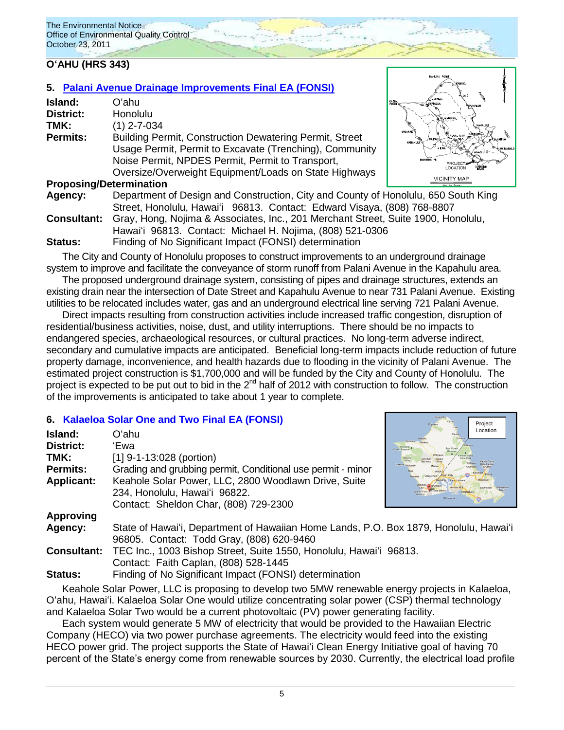## O'AHU (HRS 343)

### 5. Palani Avenue Drainage Improvements Final EA (FONSI)

**Island:** O'ahu
**District:** Honolulu
**TMK:** (1) 2-7-034
**Permits:** Building Permit, Construction Dewatering Permit, Street Usage Permit, Permit to Excavate (Trenching), Community Noise Permit, NPDES Permit, Permit to Transport, Oversize/Overweight Equipment/Loads on State Highways
**Proposing/Determination Agency:** Department of Design and Construction, City and County of Honolulu, 650 South King Street, Honolulu, Hawai'i 96813. Contact: Edward Visaya, (808) 768-8807
**Consultant:** Gray, Hong, Nojima & Associates, Inc., 201 Merchant Street, Suite 1900, Honolulu, Hawai'i 96813. Contact: Michael H. Nojima, (808) 521-0306
**Status:** Finding of No Significant Impact (FONSI) determination

The City and County of Honolulu proposes to construct improvements to an underground drainage system to improve and facilitate the conveyance of storm runoff from Palani Avenue in the Kapahulu area.

The proposed underground drainage system, consisting of pipes and drainage structures, extends an existing drain near the intersection of Date Street and Kapahulu Avenue to near 731 Palani Avenue. Existing utilities to be relocated includes water, gas and an underground electrical line serving 721 Palani Avenue.

Direct impacts resulting from construction activities include increased traffic congestion, disruption of residential/business activities, noise, dust, and utility interruptions. There should be no impacts to endangered species, archaeological resources, or cultural practices. No long-term adverse indirect, secondary and cumulative impacts are anticipated. Beneficial long-term impacts include reduction of future property damage, inconvenience, and health hazards due to flooding in the vicinity of Palani Avenue. The estimated project construction is $1,700,000 and will be funded by the City and County of Honolulu. The project is expected to be put out to bid in the 2nd half of 2012 with construction to follow. The construction of the improvements is anticipated to take about 1 year to complete.

### 6. Kalaeloa Solar One and Two Final EA (FONSI)

**Island:** O'ahu
**District:** 'Ewa
**TMK:** [1] 9-1-13:028 (portion)
**Permits:** Grading and grubbing permit, Conditional use permit - minor
**Applicant:** Keahole Solar Power, LLC, 2800 Woodlawn Drive, Suite 234, Honolulu, Hawai'i 96822.
Contact: Sheldon Char, (808) 729-2300
**Approving Agency:** State of Hawai'i, Department of Hawaiian Home Lands, P.O. Box 1879, Honolulu, Hawai'i 96805. Contact: Todd Gray, (808) 620-9460
**Consultant:** TEC Inc., 1003 Bishop Street, Suite 1550, Honolulu, Hawai'i 96813.
Contact: Faith Caplan, (808) 528-1445
**Status:** Finding of No Significant Impact (FONSI) determination

Keahole Solar Power, LLC is proposing to develop two 5MW renewable energy projects in Kalaeloa, O'ahu, Hawai'i. Kalaeloa Solar One would utilize concentrating solar power (CSP) thermal technology and Kalaeloa Solar Two would be a current photovoltaic (PV) power generating facility.

Each system would generate 5 MW of electricity that would be provided to the Hawaiian Electric Company (HECO) via two power purchase agreements. The electricity would feed into the existing HECO power grid. The project supports the State of Hawai'i Clean Energy Initiative goal of having 70 percent of the State's energy come from renewable sources by 2030. Currently, the electrical load profile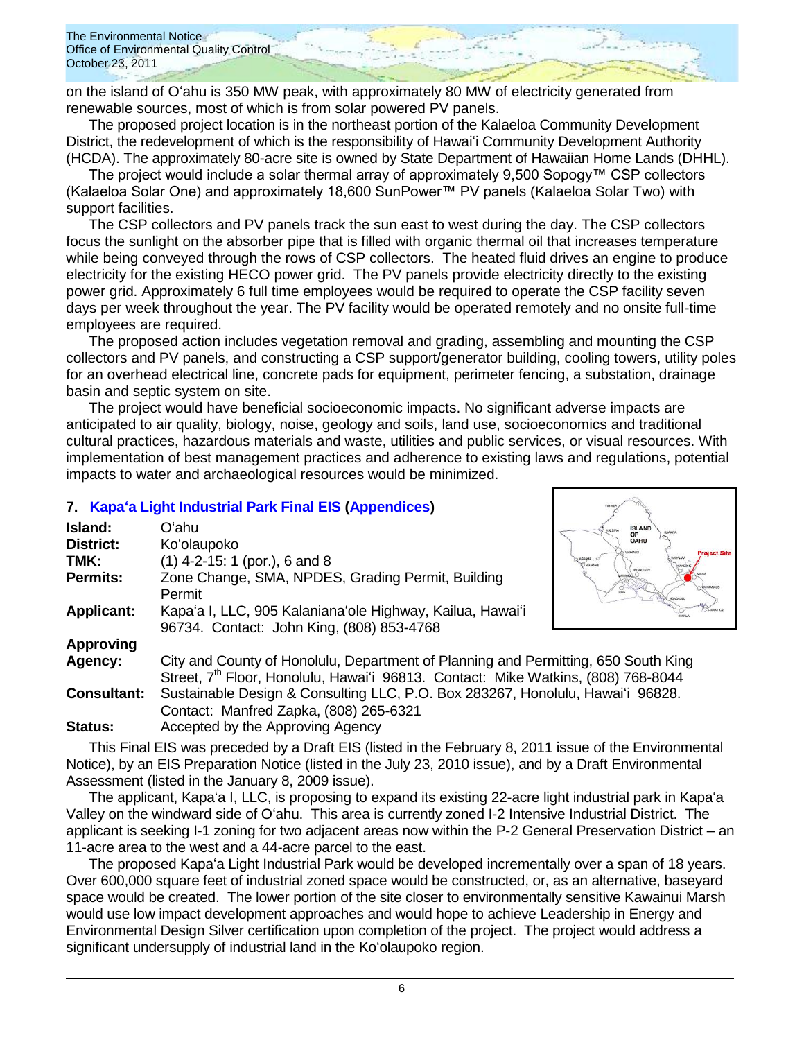on the island of Oʻahu is 350 MW peak, with approximately 80 MW of electricity generated from renewable sources, most of which is from solar powered PV panels.

The proposed project location is in the northeast portion of the Kalaeloa Community Development District, the redevelopment of which is the responsibility of Hawaiʻi Community Development Authority (HCDA). The approximately 80-acre site is owned by State Department of Hawaiian Home Lands (DHHL).

The project would include a solar thermal array of approximately 9,500 Sopogy™ CSP collectors (Kalaeloa Solar One) and approximately 18,600 SunPower™ PV panels (Kalaeloa Solar Two) with support facilities.

The CSP collectors and PV panels track the sun east to west during the day. The CSP collectors focus the sunlight on the absorber pipe that is filled with organic thermal oil that increases temperature while being conveyed through the rows of CSP collectors. The heated fluid drives an engine to produce electricity for the existing HECO power grid. The PV panels provide electricity directly to the existing power grid. Approximately 6 full time employees would be required to operate the CSP facility seven days per week throughout the year. The PV facility would be operated remotely and no onsite full-time employees are required.

The proposed action includes vegetation removal and grading, assembling and mounting the CSP collectors and PV panels, and constructing a CSP support/generator building, cooling towers, utility poles for an overhead electrical line, concrete pads for equipment, perimeter fencing, a substation, drainage basin and septic system on site.

The project would have beneficial socioeconomic impacts. No significant adverse impacts are anticipated to air quality, biology, noise, geology and soils, land use, socioeconomics and traditional cultural practices, hazardous materials and waste, utilities and public services, or visual resources. With implementation of best management practices and adherence to existing laws and regulations, potential impacts to water and archaeological resources would be minimized.

## 7. Kapaʻa Light Industrial Park Final EIS (Appendices)

| | |
|---|---|
| **Island:** | Oʻahu |
| **District:** | Koʻolaupoko |
| **TMK:** | (1) 4-2-15: 1 (por.), 6 and 8 |
| **Permits:** | Zone Change, SMA, NPDES, Grading Permit, Building Permit |
| **Applicant:** | Kapaʻa I, LLC, 905 Kalanianaʻole Highway, Kailua, Hawaiʻi 96734. Contact: John King, (808) 853-4768 |
| **Approving Agency:** | City and County of Honolulu, Department of Planning and Permitting, 650 South King Street, 7th Floor, Honolulu, Hawaiʻi 96813. Contact: Mike Watkins, (808) 768-8044 |
| **Consultant:** | Sustainable Design & Consulting LLC, P.O. Box 283267, Honolulu, Hawaiʻi 96828. Contact: Manfred Zapka, (808) 265-6321 |
| **Status:** | Accepted by the Approving Agency |

This Final EIS was preceded by a Draft EIS (listed in the February 8, 2011 issue of the Environmental Notice), by an EIS Preparation Notice (listed in the July 23, 2010 issue), and by a Draft Environmental Assessment (listed in the January 8, 2009 issue).

The applicant, Kapaʻa I, LLC, is proposing to expand its existing 22-acre light industrial park in Kapaʻa Valley on the windward side of Oʻahu. This area is currently zoned I-2 Intensive Industrial District. The applicant is seeking I-1 zoning for two adjacent areas now within the P-2 General Preservation District – an 11-acre area to the west and a 44-acre parcel to the east.

The proposed Kapaʻa Light Industrial Park would be developed incrementally over a span of 18 years. Over 600,000 square feet of industrial zoned space would be constructed, or, as an alternative, baseyard space would be created. The lower portion of the site closer to environmentally sensitive Kawainui Marsh would use low impact development approaches and would hope to achieve Leadership in Energy and Environmental Design Silver certification upon completion of the project. The project would address a significant undersupply of industrial land in the Koʻolaupoko region.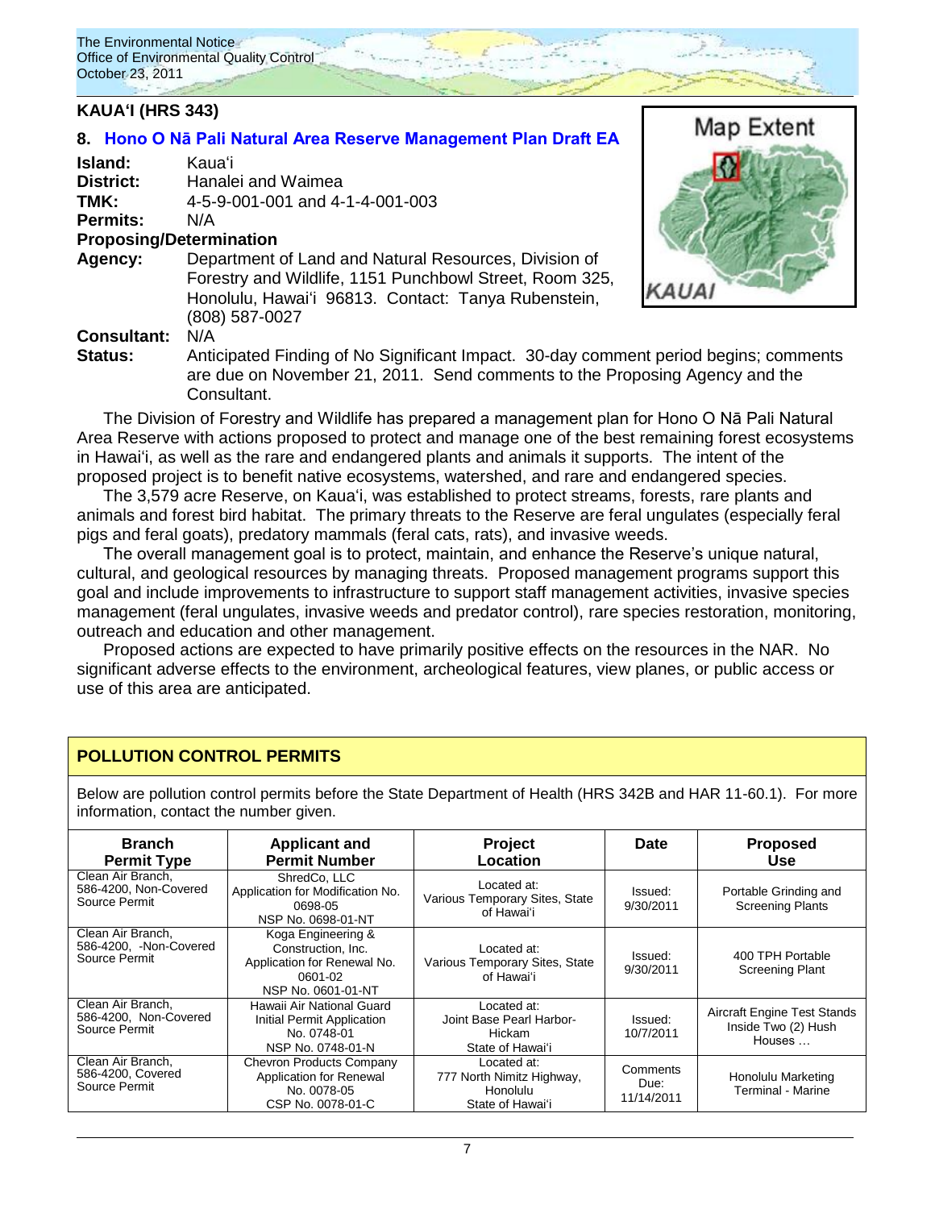## KAUAʻI (HRS 343)

### 8. Hono O Nā Pali Natural Area Reserve Management Plan Draft EA

**Island:** Kauaʻi
**District:** Hanalei and Waimea
**TMK:** 4-5-9-001-001 and 4-1-4-001-003
**Permits:** N/A

**Proposing/Determination Agency:** Department of Land and Natural Resources, Division of Forestry and Wildlife, 1151 Punchbowl Street, Room 325, Honolulu, Hawaiʻi 96813. Contact: Tanya Rubenstein, (808) 587-0027

**Consultant:** N/A

**Status:** Anticipated Finding of No Significant Impact. 30-day comment period begins; comments are due on November 21, 2011. Send comments to the Proposing Agency and the Consultant.

The Division of Forestry and Wildlife has prepared a management plan for Hono O Nā Pali Natural Area Reserve with actions proposed to protect and manage one of the best remaining forest ecosystems in Hawaiʻi, as well as the rare and endangered plants and animals it supports. The intent of the proposed project is to benefit native ecosystems, watershed, and rare and endangered species.

The 3,579 acre Reserve, on Kauaʻi, was established to protect streams, forests, rare plants and animals and forest bird habitat. The primary threats to the Reserve are feral ungulates (especially feral pigs and feral goats), predatory mammals (feral cats, rats), and invasive weeds.

The overall management goal is to protect, maintain, and enhance the Reserve's unique natural, cultural, and geological resources by managing threats. Proposed management programs support this goal and include improvements to infrastructure to support staff management activities, invasive species management (feral ungulates, invasive weeds and predator control), rare species restoration, monitoring, outreach and education and other management.

Proposed actions are expected to have primarily positive effects on the resources in the NAR. No significant adverse effects to the environment, archeological features, view planes, or public access or use of this area are anticipated.

## POLLUTION CONTROL PERMITS

Below are pollution control permits before the State Department of Health (HRS 342B and HAR 11-60.1). For more information, contact the number given.

| Branch Permit Type | Applicant and Permit Number | Project Location | Date | Proposed Use |
|---|---|---|---|---|
| Clean Air Branch, 586-4200, Non-Covered Source Permit | ShredCo, LLC Application for Modification No. 0698-05 NSP No. 0698-01-NT | Located at: Various Temporary Sites, State of Hawaiʻi | Issued: 9/30/2011 | Portable Grinding and Screening Plants |
| Clean Air Branch, 586-4200, -Non-Covered Source Permit | Koga Engineering & Construction, Inc. Application for Renewal No. 0601-02 NSP No. 0601-01-NT | Located at: Various Temporary Sites, State of Hawaiʻi | Issued: 9/30/2011 | 400 TPH Portable Screening Plant |
| Clean Air Branch, 586-4200, Non-Covered Source Permit | Hawaii Air National Guard Initial Permit Application No. 0748-01 NSP No. 0748-01-N | Located at: Joint Base Pearl Harbor-Hickam State of Hawaiʻi | Issued: 10/7/2011 | Aircraft Engine Test Stands Inside Two (2) Hush Houses … |
| Clean Air Branch, 586-4200, Covered Source Permit | Chevron Products Company Application for Renewal No. 0078-05 CSP No. 0078-01-C | Located at: 777 North Nimitz Highway, Honolulu State of Hawaiʻi | Comments Due: 11/14/2011 | Honolulu Marketing Terminal - Marine |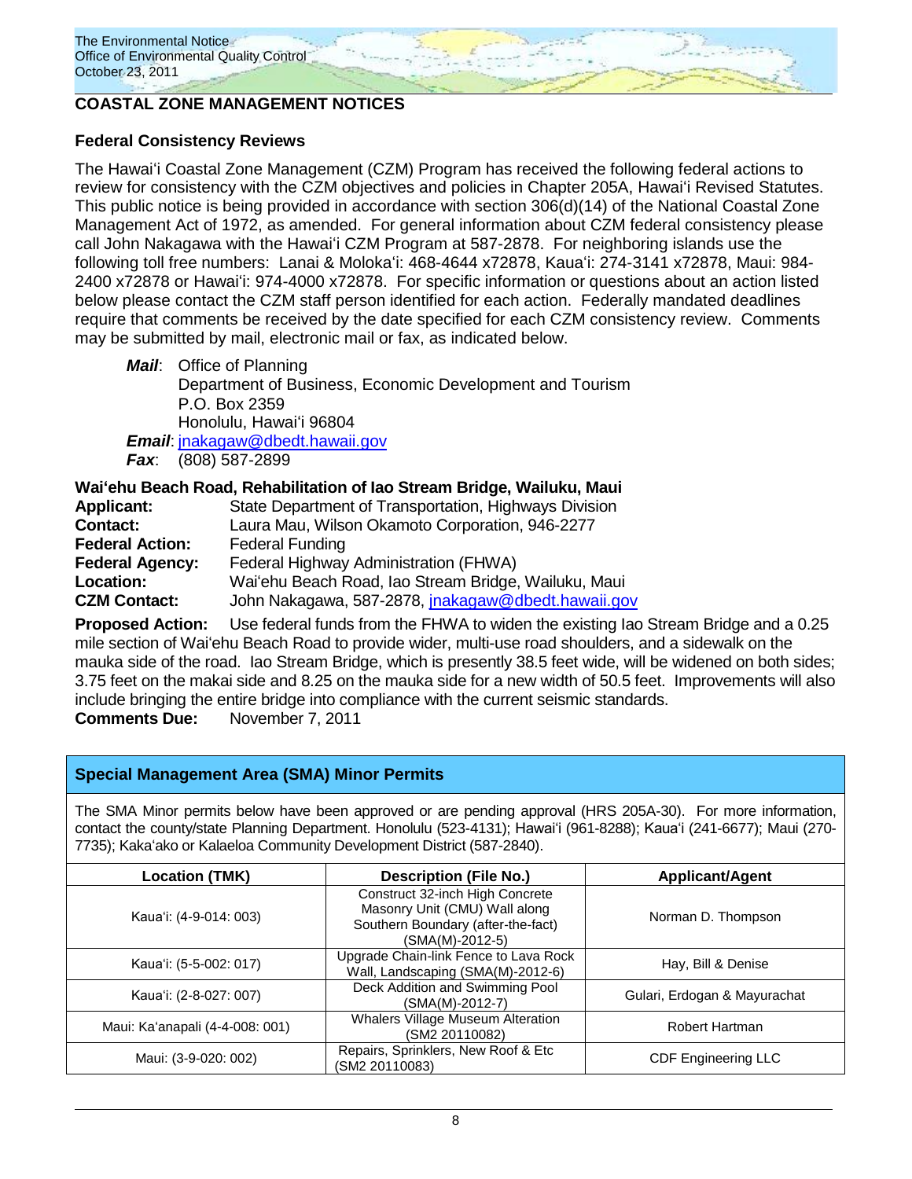# COASTAL ZONE MANAGEMENT NOTICES

## Federal Consistency Reviews

The Hawaiʻi Coastal Zone Management (CZM) Program has received the following federal actions to review for consistency with the CZM objectives and policies in Chapter 205A, Hawaiʻi Revised Statutes. This public notice is being provided in accordance with section 306(d)(14) of the National Coastal Zone Management Act of 1972, as amended. For general information about CZM federal consistency please call John Nakagawa with the Hawaiʻi CZM Program at 587-2878. For neighboring islands use the following toll free numbers: Lanai & Molokaʻi: 468-4644 x72878, Kauaʻi: 274-3141 x72878, Maui: 984-2400 x72878 or Hawaiʻi: 974-4000 x72878. For specific information or questions about an action listed below please contact the CZM staff person identified for each action. Federally mandated deadlines require that comments be received by the date specified for each CZM consistency review. Comments may be submitted by mail, electronic mail or fax, as indicated below.

***Mail***: Office of Planning
Department of Business, Economic Development and Tourism
P.O. Box 2359
Honolulu, Hawaiʻi 96804

***Email***: jnakagaw@dbedt.hawaii.gov

***Fax***: (808) 587-2899

### Waiʻehu Beach Road, Rehabilitation of Iao Stream Bridge, Wailuku, Maui

**Applicant:** State Department of Transportation, Highways Division
**Contact:** Laura Mau, Wilson Okamoto Corporation, 946-2277
**Federal Action:** Federal Funding
**Federal Agency:** Federal Highway Administration (FHWA)
**Location:** Waiʻehu Beach Road, Iao Stream Bridge, Wailuku, Maui
**CZM Contact:** John Nakagawa, 587-2878, jnakagaw@dbedt.hawaii.gov

**Proposed Action:** Use federal funds from the FHWA to widen the existing Iao Stream Bridge and a 0.25 mile section of Waiʻehu Beach Road to provide wider, multi-use road shoulders, and a sidewalk on the mauka side of the road. Iao Stream Bridge, which is presently 38.5 feet wide, will be widened on both sides; 3.75 feet on the makai side and 8.25 on the mauka side for a new width of 50.5 feet. Improvements will also include bringing the entire bridge into compliance with the current seismic standards.
**Comments Due:** November 7, 2011

## Special Management Area (SMA) Minor Permits

The SMA Minor permits below have been approved or are pending approval (HRS 205A-30). For more information, contact the county/state Planning Department. Honolulu (523-4131); Hawaiʻi (961-8288); Kauaʻi (241-6677); Maui (270-7735); Kakaʻako or Kalaeloa Community Development District (587-2840).

| Location (TMK) | Description (File No.) | Applicant/Agent |
|---|---|---|
| Kauaʻi: (4-9-014: 003) | Construct 32-inch High Concrete Masonry Unit (CMU) Wall along Southern Boundary (after-the-fact) (SMA(M)-2012-5) | Norman D. Thompson |
| Kauaʻi: (5-5-002: 017) | Upgrade Chain-link Fence to Lava Rock Wall, Landscaping (SMA(M)-2012-6) | Hay, Bill & Denise |
| Kauaʻi: (2-8-027: 007) | Deck Addition and Swimming Pool (SMA(M)-2012-7) | Gulari, Erdogan & Mayurachat |
| Maui: Kaʻanapali (4-4-008: 001) | Whalers Village Museum Alteration (SM2 20110082) | Robert Hartman |
| Maui: (3-9-020: 002) | Repairs, Sprinklers, New Roof & Etc (SM2 20110083) | CDF Engineering LLC |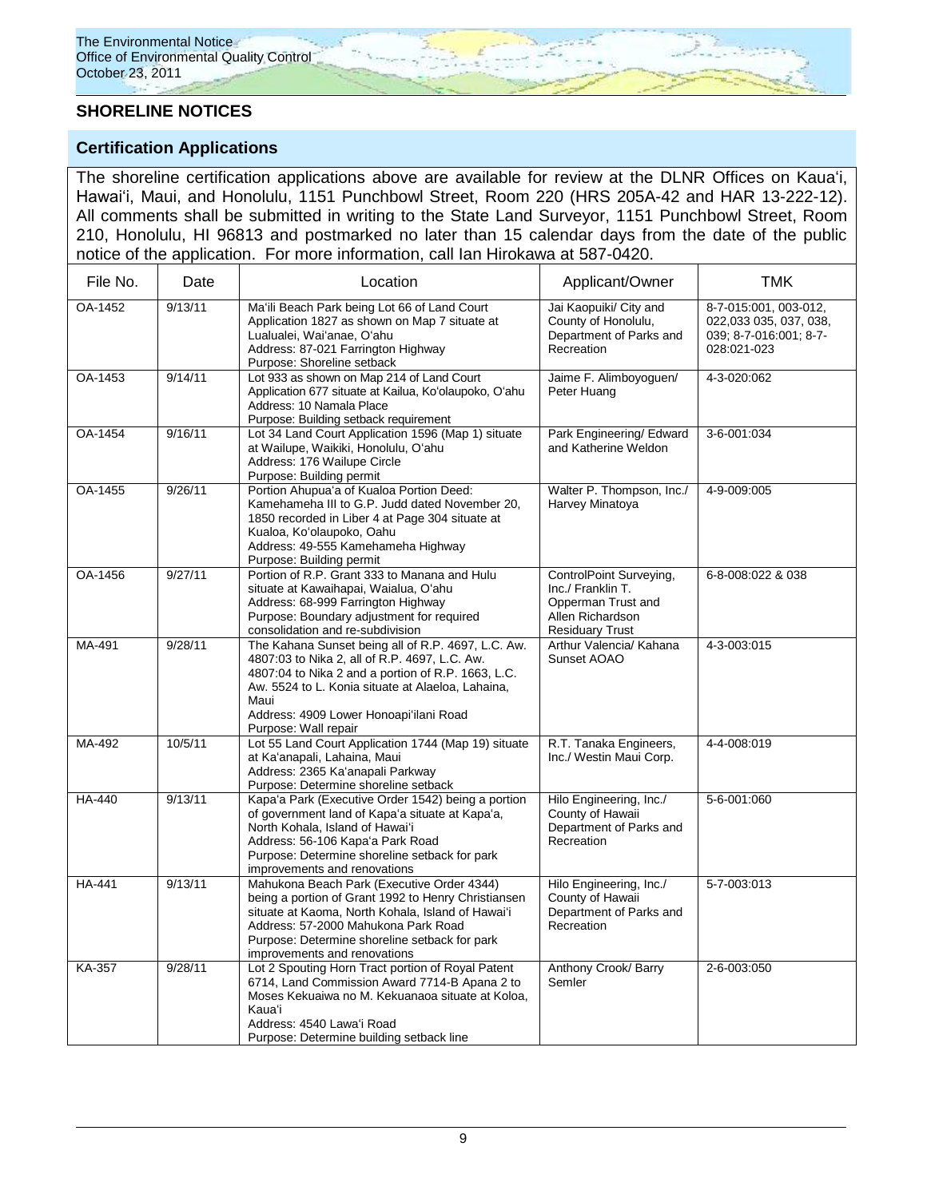## SHORELINE NOTICES

### Certification Applications

The shoreline certification applications above are available for review at the DLNR Offices on Kaua'i, Hawai'i, Maui, and Honolulu, 1151 Punchbowl Street, Room 220 (HRS 205A-42 and HAR 13-222-12). All comments shall be submitted in writing to the State Land Surveyor, 1151 Punchbowl Street, Room 210, Honolulu, HI 96813 and postmarked no later than 15 calendar days from the date of the public notice of the application. For more information, call Ian Hirokawa at 587-0420.

| File No. | Date | Location | Applicant/Owner | TMK |
|---|---|---|---|---|
| OA-1452 | 9/13/11 | Ma'ili Beach Park being Lot 66 of Land Court Application 1827 as shown on Map 7 situate at Lualualei, Wai'anae, O'ahu<br>Address: 87-021 Farrington Highway<br>Purpose: Shoreline setback | Jai Kaopuiki/ City and County of Honolulu, Department of Parks and Recreation | 8-7-015:001, 003-012, 022,033 035, 037, 038, 039; 8-7-016:001; 8-7-028:021-023 |
| OA-1453 | 9/14/11 | Lot 933 as shown on Map 214 of Land Court Application 677 situate at Kailua, Ko'olaupoko, O'ahu<br>Address: 10 Namala Place<br>Purpose: Building setback requirement | Jaime F. Alimboyoguen/ Peter Huang | 4-3-020:062 |
| OA-1454 | 9/16/11 | Lot 34 Land Court Application 1596 (Map 1) situate at Wailupe, Waikiki, Honolulu, O'ahu<br>Address: 176 Wailupe Circle<br>Purpose: Building permit | Park Engineering/ Edward and Katherine Weldon | 3-6-001:034 |
| OA-1455 | 9/26/11 | Portion Ahupua'a of Kualoa Portion Deed: Kamehameha III to G.P. Judd dated November 20, 1850 recorded in Liber 4 at Page 304 situate at Kualoa, Ko'olaupoko, Oahu<br>Address: 49-555 Kamehameha Highway<br>Purpose: Building permit | Walter P. Thompson, Inc./ Harvey Minatoya | 4-9-009:005 |
| OA-1456 | 9/27/11 | Portion of R.P. Grant 333 to Manana and Hulu situate at Kawaihapai, Waialua, O'ahu<br>Address: 68-999 Farrington Highway<br>Purpose: Boundary adjustment for required consolidation and re-subdivision | ControlPoint Surveying, Inc./ Franklin T. Opperman Trust and Allen Richardson Residuary Trust | 6-8-008:022 & 038 |
| MA-491 | 9/28/11 | The Kahana Sunset being all of R.P. 4697, L.C. Aw. 4807:03 to Nika 2, all of R.P. 4697, L.C. Aw. 4807:04 to Nika 2 and a portion of R.P. 1663, L.C. Aw. 5524 to L. Konia situate at Alaeloa, Lahaina, Maui<br>Address: 4909 Lower Honoapi'ilani Road<br>Purpose: Wall repair | Arthur Valencia/ Kahana Sunset AOAO | 4-3-003:015 |
| MA-492 | 10/5/11 | Lot 55 Land Court Application 1744 (Map 19) situate at Ka'anapali, Lahaina, Maui<br>Address: 2365 Ka'anapali Parkway<br>Purpose: Determine shoreline setback | R.T. Tanaka Engineers, Inc./ Westin Maui Corp. | 4-4-008:019 |
| HA-440 | 9/13/11 | Kapa'a Park (Executive Order 1542) being a portion of government land of Kapa'a situate at Kapa'a, North Kohala, Island of Hawai'i<br>Address: 56-106 Kapa'a Park Road<br>Purpose: Determine shoreline setback for park improvements and renovations | Hilo Engineering, Inc./ County of Hawaii Department of Parks and Recreation | 5-6-001:060 |
| HA-441 | 9/13/11 | Mahukona Beach Park (Executive Order 4344) being a portion of Grant 1992 to Henry Christiansen situate at Kaoma, North Kohala, Island of Hawai'i<br>Address: 57-2000 Mahukona Park Road<br>Purpose: Determine shoreline setback for park improvements and renovations | Hilo Engineering, Inc./ County of Hawaii Department of Parks and Recreation | 5-7-003:013 |
| KA-357 | 9/28/11 | Lot 2 Spouting Horn Tract portion of Royal Patent 6714, Land Commission Award 7714-B Apana 2 to Moses Kekuaiwa no M. Kekuanaoa situate at Koloa, Kaua'i<br>Address: 4540 Lawa'i Road<br>Purpose: Determine building setback line | Anthony Crook/ Barry Semler | 2-6-003:050 |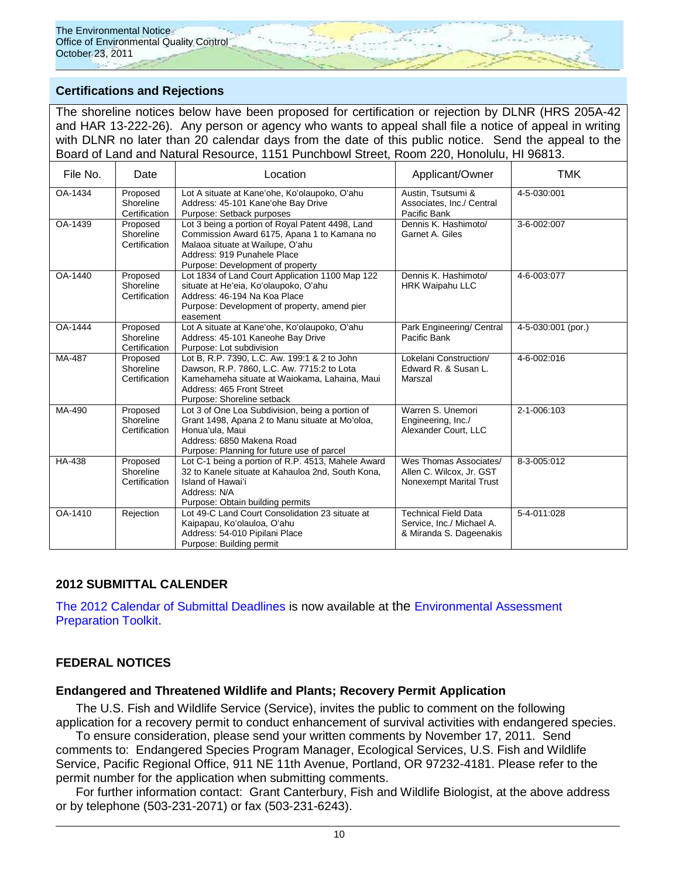## Certifications and Rejections

The shoreline notices below have been proposed for certification or rejection by DLNR (HRS 205A-42 and HAR 13-222-26). Any person or agency who wants to appeal shall file a notice of appeal in writing with DLNR no later than 20 calendar days from the date of this public notice. Send the appeal to the Board of Land and Natural Resource, 1151 Punchbowl Street, Room 220, Honolulu, HI 96813.

| File No. | Date | Location | Applicant/Owner | TMK |
|---|---|---|---|---|
| OA-1434 | Proposed Shoreline Certification | Lot A situate at Kaneʻohe, Koʻolaupoko, Oʻahu<br>Address: 45-101 Kaneʻohe Bay Drive<br>Purpose: Setback purposes | Austin, Tsutsumi & Associates, Inc./ Central Pacific Bank | 4-5-030:001 |
| OA-1439 | Proposed Shoreline Certification | Lot 3 being a portion of Royal Patent 4498, Land Commission Award 6175, Apana 1 to Kamana no Malaoa situate at Wailupe, Oʻahu<br>Address: 919 Punahele Place<br>Purpose: Development of property | Dennis K. Hashimoto/ Garnet A. Giles | 3-6-002:007 |
| OA-1440 | Proposed Shoreline Certification | Lot 1834 of Land Court Application 1100 Map 122 situate at Heʻeia, Koʻolaupoko, Oʻahu<br>Address: 46-194 Na Koa Place<br>Purpose: Development of property, amend pier easement | Dennis K. Hashimoto/ HRK Waipahu LLC | 4-6-003:077 |
| OA-1444 | Proposed Shoreline Certification | Lot A situate at Kaneʻohe, Koʻolaupoko, Oʻahu<br>Address: 45-101 Kaneohe Bay Drive<br>Purpose: Lot subdivision | Park Engineering/ Central Pacific Bank | 4-5-030:001 (por.) |
| MA-487 | Proposed Shoreline Certification | Lot B, R.P. 7390, L.C. Aw. 199:1 & 2 to John Dawson, R.P. 7860, L.C. Aw. 7715:2 to Lota Kamehameha situate at Waiokama, Lahaina, Maui<br>Address: 465 Front Street<br>Purpose: Shoreline setback | Lokelani Construction/ Edward R. & Susan L. Marszal | 4-6-002:016 |
| MA-490 | Proposed Shoreline Certification | Lot 3 of One Loa Subdivision, being a portion of Grant 1498, Apana 2 to Manu situate at Moʻoloa, Honuaʻula, Maui<br>Address: 6850 Makena Road<br>Purpose: Planning for future use of parcel | Warren S. Unemori Engineering, Inc./ Alexander Court, LLC | 2-1-006:103 |
| HA-438 | Proposed Shoreline Certification | Lot C-1 being a portion of R.P. 4513, Mahele Award 32 to Kanele situate at Kahauloa 2nd, South Kona, Island of Hawaiʻi<br>Address: N/A<br>Purpose: Obtain building permits | Wes Thomas Associates/ Allen C. Wilcox, Jr. GST Nonexempt Marital Trust | 8-3-005:012 |
| OA-1410 | Rejection | Lot 49-C Land Court Consolidation 23 situate at Kaipapau, Koʻolauloa, Oʻahu<br>Address: 54-010 Pipilani Place<br>Purpose: Building permit | Technical Field Data Service, Inc./ Michael A. & Miranda S. Dageenakis | 5-4-011:028 |

## 2012 SUBMITTAL CALENDER

The 2012 Calendar of Submittal Deadlines is now available at the Environmental Assessment Preparation Toolkit.

## FEDERAL NOTICES

### Endangered and Threatened Wildlife and Plants; Recovery Permit Application

The U.S. Fish and Wildlife Service (Service), invites the public to comment on the following application for a recovery permit to conduct enhancement of survival activities with endangered species.

To ensure consideration, please send your written comments by November 17, 2011. Send comments to: Endangered Species Program Manager, Ecological Services, U.S. Fish and Wildlife Service, Pacific Regional Office, 911 NE 11th Avenue, Portland, OR 97232-4181. Please refer to the permit number for the application when submitting comments.

For further information contact: Grant Canterbury, Fish and Wildlife Biologist, at the above address or by telephone (503-231-2071) or fax (503-231-6243).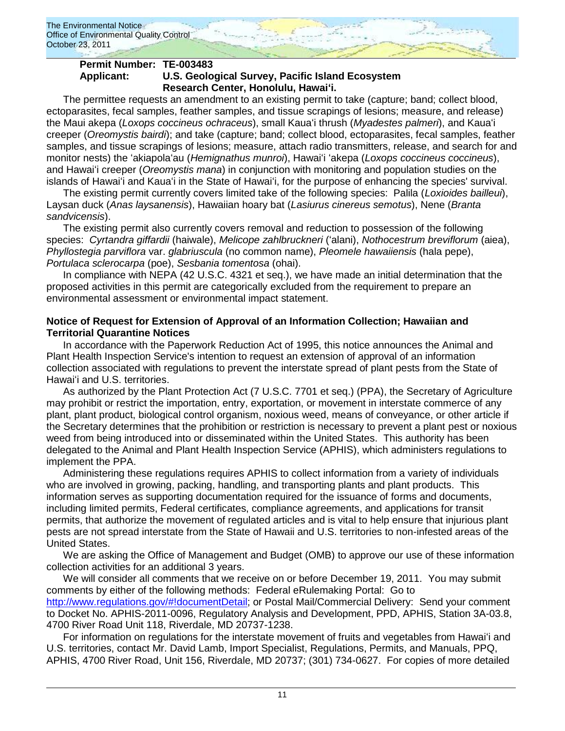**Permit Number: TE-003483**
**Applicant: U.S. Geological Survey, Pacific Island Ecosystem Research Center, Honolulu, Hawaiʻi.**

The permittee requests an amendment to an existing permit to take (capture; band; collect blood, ectoparasites, fecal samples, feather samples, and tissue scrapings of lesions; measure, and release) the Maui akepa (*Loxops coccineus ochraceus*), small Kauaʻi thrush (*Myadestes palmeri*), and Kauaʻi creeper (*Oreomystis bairdi*); and take (capture; band; collect blood, ectoparasites, fecal samples, feather samples, and tissue scrapings of lesions; measure, attach radio transmitters, release, and search for and monitor nests) the ʻakiapolaʻau (*Hemignathus munroi*), Hawaiʻi ʻakepa (*Loxops coccineus coccineus*), and Hawaiʻi creeper (*Oreomystis mana*) in conjunction with monitoring and population studies on the islands of Hawaiʻi and Kauaʻi in the State of Hawaiʻi, for the purpose of enhancing the species' survival.

The existing permit currently covers limited take of the following species: Palila (*Loxioides bailleui*), Laysan duck (*Anas laysanensis*), Hawaiian hoary bat (*Lasiurus cinereus semotus*), Nene (*Branta sandvicensis*).

The existing permit also currently covers removal and reduction to possession of the following species: *Cyrtandra giffardii* (haiwale), *Melicope zahlbruckneri* (ʻalani), *Nothocestrum breviflorum* (aiea), *Phyllostegia parviflora* var. *glabriuscula* (no common name), *Pleomele hawaiiensis* (hala pepe), *Portulaca sclerocarpa* (poe), *Sesbania tomentosa* (ohai).

In compliance with NEPA (42 U.S.C. 4321 et seq.), we have made an initial determination that the proposed activities in this permit are categorically excluded from the requirement to prepare an environmental assessment or environmental impact statement.

**Notice of Request for Extension of Approval of an Information Collection; Hawaiian and Territorial Quarantine Notices**

In accordance with the Paperwork Reduction Act of 1995, this notice announces the Animal and Plant Health Inspection Service's intention to request an extension of approval of an information collection associated with regulations to prevent the interstate spread of plant pests from the State of Hawaiʻi and U.S. territories.

As authorized by the Plant Protection Act (7 U.S.C. 7701 et seq.) (PPA), the Secretary of Agriculture may prohibit or restrict the importation, entry, exportation, or movement in interstate commerce of any plant, plant product, biological control organism, noxious weed, means of conveyance, or other article if the Secretary determines that the prohibition or restriction is necessary to prevent a plant pest or noxious weed from being introduced into or disseminated within the United States. This authority has been delegated to the Animal and Plant Health Inspection Service (APHIS), which administers regulations to implement the PPA.

Administering these regulations requires APHIS to collect information from a variety of individuals who are involved in growing, packing, handling, and transporting plants and plant products. This information serves as supporting documentation required for the issuance of forms and documents, including limited permits, Federal certificates, compliance agreements, and applications for transit permits, that authorize the movement of regulated articles and is vital to help ensure that injurious plant pests are not spread interstate from the State of Hawaii and U.S. territories to non-infested areas of the United States.

We are asking the Office of Management and Budget (OMB) to approve our use of these information collection activities for an additional 3 years.

We will consider all comments that we receive on or before December 19, 2011. You may submit comments by either of the following methods: Federal eRulemaking Portal: Go to [http://www.regulations.gov/#!documentDetail](http://www.regulations.gov/#!documentDetail); or Postal Mail/Commercial Delivery: Send your comment to Docket No. APHIS-2011-0096, Regulatory Analysis and Development, PPD, APHIS, Station 3A-03.8, 4700 River Road Unit 118, Riverdale, MD 20737-1238.

For information on regulations for the interstate movement of fruits and vegetables from Hawaiʻi and U.S. territories, contact Mr. David Lamb, Import Specialist, Regulations, Permits, and Manuals, PPQ, APHIS, 4700 River Road, Unit 156, Riverdale, MD 20737; (301) 734-0627. For copies of more detailed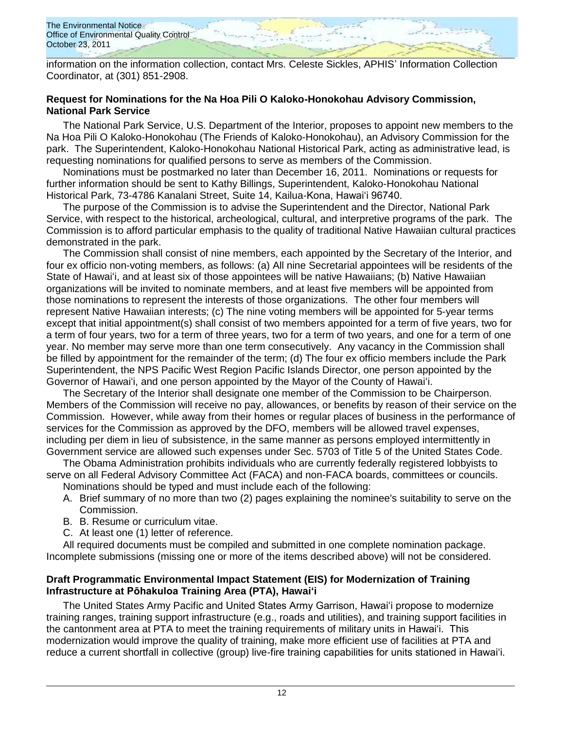information on the information collection, contact Mrs. Celeste Sickles, APHIS' Information Collection Coordinator, at (301) 851-2908.

**Request for Nominations for the Na Hoa Pili O Kaloko-Honokohau Advisory Commission, National Park Service**

The National Park Service, U.S. Department of the Interior, proposes to appoint new members to the Na Hoa Pili O Kaloko-Honokohau (The Friends of Kaloko-Honokohau), an Advisory Commission for the park. The Superintendent, Kaloko-Honokohau National Historical Park, acting as administrative lead, is requesting nominations for qualified persons to serve as members of the Commission.

Nominations must be postmarked no later than December 16, 2011. Nominations or requests for further information should be sent to Kathy Billings, Superintendent, Kaloko-Honokohau National Historical Park, 73-4786 Kanalani Street, Suite 14, Kailua-Kona, Hawaiʻi 96740.

The purpose of the Commission is to advise the Superintendent and the Director, National Park Service, with respect to the historical, archeological, cultural, and interpretive programs of the park. The Commission is to afford particular emphasis to the quality of traditional Native Hawaiian cultural practices demonstrated in the park.

The Commission shall consist of nine members, each appointed by the Secretary of the Interior, and four ex officio non-voting members, as follows: (a) All nine Secretarial appointees will be residents of the State of Hawaiʻi, and at least six of those appointees will be native Hawaiians; (b) Native Hawaiian organizations will be invited to nominate members, and at least five members will be appointed from those nominations to represent the interests of those organizations. The other four members will represent Native Hawaiian interests; (c) The nine voting members will be appointed for 5-year terms except that initial appointment(s) shall consist of two members appointed for a term of five years, two for a term of four years, two for a term of three years, two for a term of two years, and one for a term of one year. No member may serve more than one term consecutively. Any vacancy in the Commission shall be filled by appointment for the remainder of the term; (d) The four ex officio members include the Park Superintendent, the NPS Pacific West Region Pacific Islands Director, one person appointed by the Governor of Hawaiʻi, and one person appointed by the Mayor of the County of Hawaiʻi.

The Secretary of the Interior shall designate one member of the Commission to be Chairperson. Members of the Commission will receive no pay, allowances, or benefits by reason of their service on the Commission. However, while away from their homes or regular places of business in the performance of services for the Commission as approved by the DFO, members will be allowed travel expenses, including per diem in lieu of subsistence, in the same manner as persons employed intermittently in Government service are allowed such expenses under Sec. 5703 of Title 5 of the United States Code.

The Obama Administration prohibits individuals who are currently federally registered lobbyists to serve on all Federal Advisory Committee Act (FACA) and non-FACA boards, committees or councils.

Nominations should be typed and must include each of the following:

A. Brief summary of no more than two (2) pages explaining the nominee's suitability to serve on the Commission.
B. B. Resume or curriculum vitae.
C. At least one (1) letter of reference.

All required documents must be compiled and submitted in one complete nomination package. Incomplete submissions (missing one or more of the items described above) will not be considered.

**Draft Programmatic Environmental Impact Statement (EIS) for Modernization of Training Infrastructure at Pōhakuloa Training Area (PTA), Hawaiʻi**

The United States Army Pacific and United States Army Garrison, Hawaiʻi propose to modernize training ranges, training support infrastructure (e.g., roads and utilities), and training support facilities in the cantonment area at PTA to meet the training requirements of military units in Hawaiʻi. This modernization would improve the quality of training, make more efficient use of facilities at PTA and reduce a current shortfall in collective (group) live-fire training capabilities for units stationed in Hawaiʻi.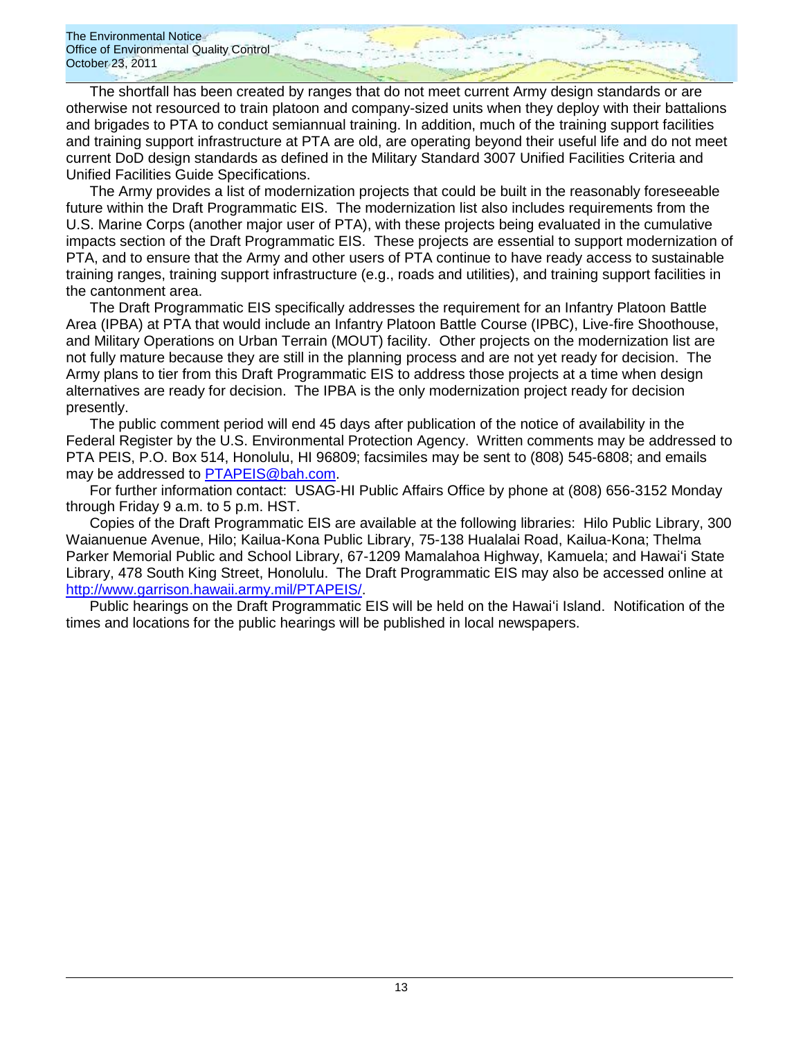The shortfall has been created by ranges that do not meet current Army design standards or are otherwise not resourced to train platoon and company-sized units when they deploy with their battalions and brigades to PTA to conduct semiannual training. In addition, much of the training support facilities and training support infrastructure at PTA are old, are operating beyond their useful life and do not meet current DoD design standards as defined in the Military Standard 3007 Unified Facilities Criteria and Unified Facilities Guide Specifications.

The Army provides a list of modernization projects that could be built in the reasonably foreseeable future within the Draft Programmatic EIS. The modernization list also includes requirements from the U.S. Marine Corps (another major user of PTA), with these projects being evaluated in the cumulative impacts section of the Draft Programmatic EIS. These projects are essential to support modernization of PTA, and to ensure that the Army and other users of PTA continue to have ready access to sustainable training ranges, training support infrastructure (e.g., roads and utilities), and training support facilities in the cantonment area.

The Draft Programmatic EIS specifically addresses the requirement for an Infantry Platoon Battle Area (IPBA) at PTA that would include an Infantry Platoon Battle Course (IPBC), Live-fire Shoothouse, and Military Operations on Urban Terrain (MOUT) facility. Other projects on the modernization list are not fully mature because they are still in the planning process and are not yet ready for decision. The Army plans to tier from this Draft Programmatic EIS to address those projects at a time when design alternatives are ready for decision. The IPBA is the only modernization project ready for decision presently.

The public comment period will end 45 days after publication of the notice of availability in the Federal Register by the U.S. Environmental Protection Agency. Written comments may be addressed to PTA PEIS, P.O. Box 514, Honolulu, HI 96809; facsimiles may be sent to (808) 545-6808; and emails may be addressed to PTAPEIS@bah.com.

For further information contact: USAG-HI Public Affairs Office by phone at (808) 656-3152 Monday through Friday 9 a.m. to 5 p.m. HST.

Copies of the Draft Programmatic EIS are available at the following libraries: Hilo Public Library, 300 Waianuenue Avenue, Hilo; Kailua-Kona Public Library, 75-138 Hualalai Road, Kailua-Kona; Thelma Parker Memorial Public and School Library, 67-1209 Mamalahoa Highway, Kamuela; and Hawaiʻi State Library, 478 South King Street, Honolulu. The Draft Programmatic EIS may also be accessed online at http://www.garrison.hawaii.army.mil/PTAPEIS/.

Public hearings on the Draft Programmatic EIS will be held on the Hawaiʻi Island. Notification of the times and locations for the public hearings will be published in local newspapers.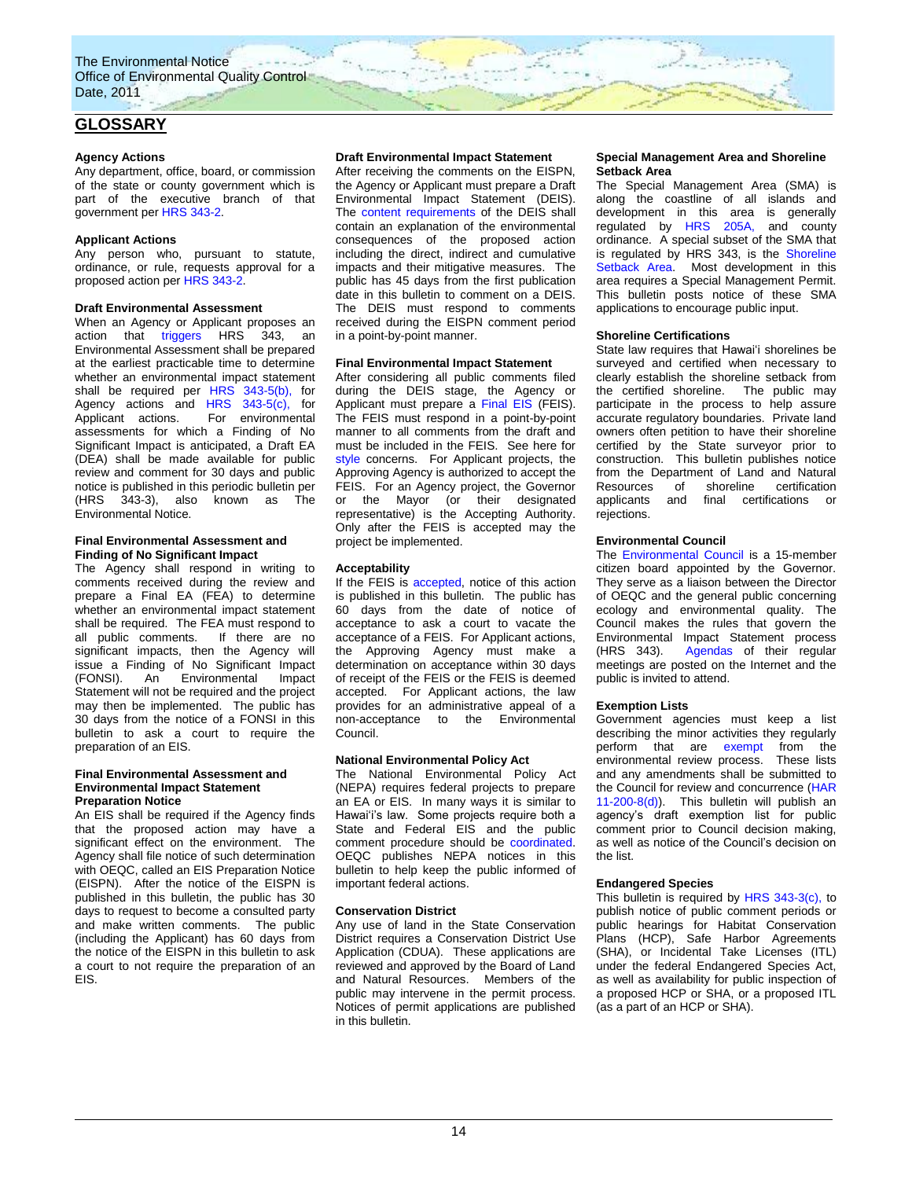## GLOSSARY

### Agency Actions

Any department, office, board, or commission of the state or county government which is part of the executive branch of that government per HRS 343-2.

### Applicant Actions

Any person who, pursuant to statute, ordinance, or rule, requests approval for a proposed action per HRS 343-2.

### Draft Environmental Assessment

When an Agency or Applicant proposes an action that triggers HRS 343, an Environmental Assessment shall be prepared at the earliest practicable time to determine whether an environmental impact statement shall be required per HRS 343-5(b), for Agency actions and HRS 343-5(c), for Applicant actions. For environmental assessments for which a Finding of No Significant Impact is anticipated, a Draft EA (DEA) shall be made available for public review and comment for 30 days and public notice is published in this periodic bulletin per (HRS 343-3), also known as The Environmental Notice.

### Final Environmental Assessment and Finding of No Significant Impact

The Agency shall respond in writing to comments received during the review and prepare a Final EA (FEA) to determine whether an environmental impact statement shall be required. The FEA must respond to all public comments. If there are no significant impacts, then the Agency will issue a Finding of No Significant Impact (FONSI). An Environmental Impact Statement will not be required and the project may then be implemented. The public has 30 days from the notice of a FONSI in this bulletin to ask a court to require the preparation of an EIS.

### Final Environmental Assessment and Environmental Impact Statement Preparation Notice

An EIS shall be required if the Agency finds that the proposed action may have a significant effect on the environment. The Agency shall file notice of such determination with OEQC, called an EIS Preparation Notice (EISPN). After the notice of the EISPN is published in this bulletin, the public has 30 days to request to become a consulted party and make written comments. The public (including the Applicant) has 60 days from the notice of the EISPN in this bulletin to ask a court to not require the preparation of an EIS.

### Draft Environmental Impact Statement

After receiving the comments on the EISPN, the Agency or Applicant must prepare a Draft Environmental Impact Statement (DEIS). The content requirements of the DEIS shall contain an explanation of the environmental consequences of the proposed action including the direct, indirect and cumulative impacts and their mitigative measures. The public has 45 days from the first publication date in this bulletin to comment on a DEIS. The DEIS must respond to comments received during the EISPN comment period in a point-by-point manner.

### Final Environmental Impact Statement

After considering all public comments filed during the DEIS stage, the Agency or Applicant must prepare a Final EIS (FEIS). The FEIS must respond in a point-by-point manner to all comments from the draft and must be included in the FEIS. See here for style concerns. For Applicant projects, the Approving Agency is authorized to accept the FEIS. For an Agency project, the Governor or the Mayor (or their designated representative) is the Accepting Authority. Only after the FEIS is accepted may the project be implemented.

### Acceptability

If the FEIS is accepted, notice of this action is published in this bulletin. The public has 60 days from the date of notice of acceptance to ask a court to vacate the acceptance of a FEIS. For Applicant actions, the Approving Agency must make a determination on acceptance within 30 days of receipt of the FEIS or the FEIS is deemed accepted. For Applicant actions, the law provides for an administrative appeal of a non-acceptance to the Environmental Council.

### National Environmental Policy Act

The National Environmental Policy Act (NEPA) requires federal projects to prepare an EA or EIS. In many ways it is similar to Hawaiʻi's law. Some projects require both a State and Federal EIS and the public comment procedure should be coordinated. OEQC publishes NEPA notices in this bulletin to help keep the public informed of important federal actions.

### Conservation District

Any use of land in the State Conservation District requires a Conservation District Use Application (CDUA). These applications are reviewed and approved by the Board of Land and Natural Resources. Members of the public may intervene in the permit process. Notices of permit applications are published in this bulletin.

### Special Management Area and Shoreline Setback Area

The Special Management Area (SMA) is along the coastline of all islands and development in this area is generally regulated by HRS 205A, and county ordinance. A special subset of the SMA that is regulated by HRS 343, is the Shoreline Setback Area. Most development in this area requires a Special Management Permit. This bulletin posts notice of these SMA applications to encourage public input.

### Shoreline Certifications

State law requires that Hawaiʻi shorelines be surveyed and certified when necessary to clearly establish the shoreline setback from the certified shoreline. The public may participate in the process to help assure accurate regulatory boundaries. Private land owners often petition to have their shoreline certified by the State surveyor prior to construction. This bulletin publishes notice from the Department of Land and Natural Resources of shoreline certification applicants and final certifications or rejections.

### Environmental Council

The Environmental Council is a 15-member citizen board appointed by the Governor. They serve as a liaison between the Director of OEQC and the general public concerning ecology and environmental quality. The Council makes the rules that govern the Environmental Impact Statement process (HRS 343). Agendas of their regular meetings are posted on the Internet and the public is invited to attend.

### Exemption Lists

Government agencies must keep a list describing the minor activities they regularly perform that are exempt from the environmental review process. These lists and any amendments shall be submitted to the Council for review and concurrence (HAR 11-200-8(d)). This bulletin will publish an agency's draft exemption list for public comment prior to Council decision making, as well as notice of the Council's decision on the list.

### Endangered Species

This bulletin is required by HRS 343-3(c), to publish notice of public comment periods or public hearings for Habitat Conservation Plans (HCP), Safe Harbor Agreements (SHA), or Incidental Take Licenses (ITL) under the federal Endangered Species Act, as well as availability for public inspection of a proposed HCP or SHA, or a proposed ITL (as a part of an HCP or SHA).